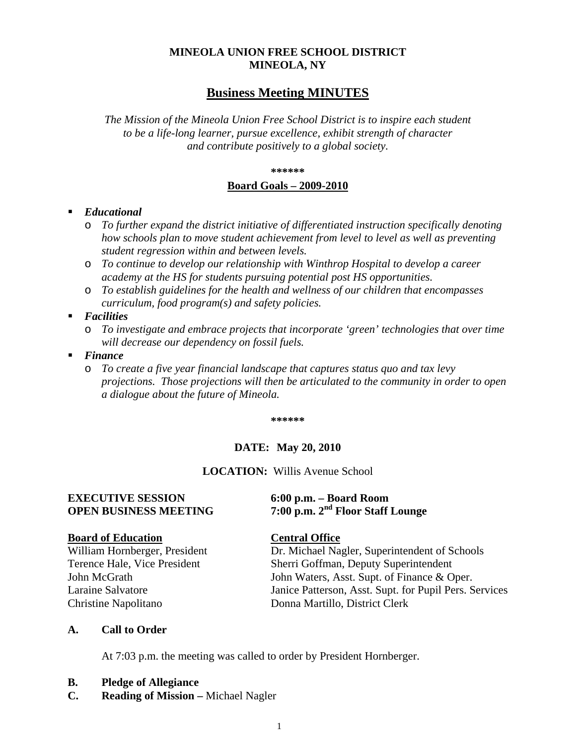**MINEOLA UNION FREE SCHOOL DISTRICT**
**MINEOLA, NY**

# Business Meeting MINUTES

*The Mission of the Mineola Union Free School District is to inspire each student to be a life-long learner, pursue excellence, exhibit strength of character and contribute positively to a global society.*

**\*\*\*\*\*\***

## Board Goals – 2009-2010

- ***Educational***
  - *To further expand the district initiative of differentiated instruction specifically denoting how schools plan to move student achievement from level to level as well as preventing student regression within and between levels.*
  - *To continue to develop our relationship with Winthrop Hospital to develop a career academy at the HS for students pursuing potential post HS opportunities.*
  - *To establish guidelines for the health and wellness of our children that encompasses curriculum, food program(s) and safety policies.*
- ***Facilities***
  - *To investigate and embrace projects that incorporate 'green' technologies that over time will decrease our dependency on fossil fuels.*
- ***Finance***
  - *To create a five year financial landscape that captures status quo and tax levy projections. Those projections will then be articulated to the community in order to open a dialogue about the future of Mineola.*

**\*\*\*\*\*\***

**DATE: May 20, 2010**

**LOCATION:** Willis Avenue School

**EXECUTIVE SESSION** — **6:00 p.m. – Board Room**
**OPEN BUSINESS MEETING** — **7:00 p.m. 2nd Floor Staff Lounge**

**Board of Education**
William Hornberger, President
Terence Hale, Vice President
John McGrath
Laraine Salvatore
Christine Napolitano

**Central Office**
Dr. Michael Nagler, Superintendent of Schools
Sherri Goffman, Deputy Superintendent
John Waters, Asst. Supt. of Finance & Oper.
Janice Patterson, Asst. Supt. for Pupil Pers. Services
Donna Martillo, District Clerk

**A. Call to Order**

At 7:03 p.m. the meeting was called to order by President Hornberger.

**B. Pledge of Allegiance**

**C. Reading of Mission –** Michael Nagler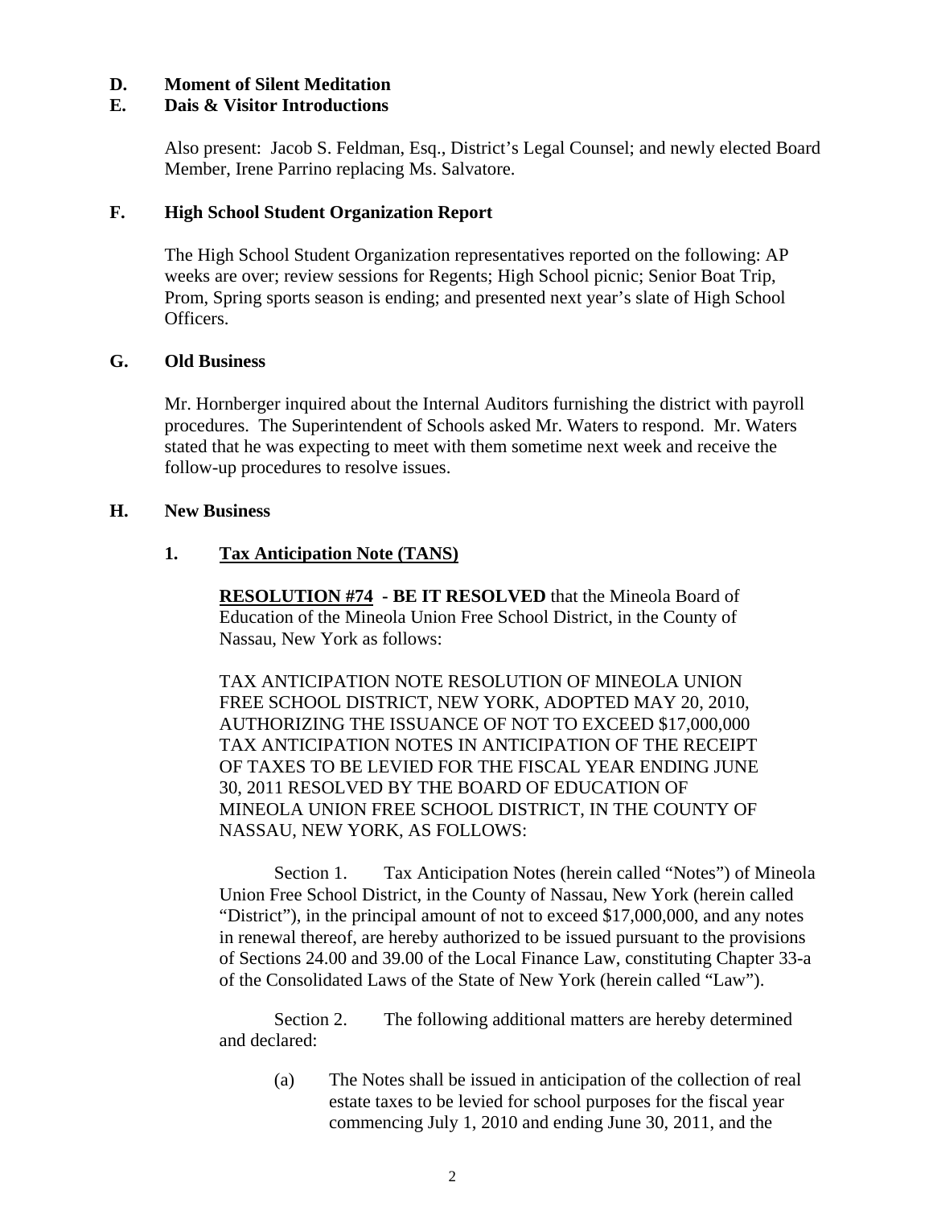**D. Moment of Silent Meditation**

**E. Dais & Visitor Introductions**

Also present: Jacob S. Feldman, Esq., District's Legal Counsel; and newly elected Board Member, Irene Parrino replacing Ms. Salvatore.

**F. High School Student Organization Report**

The High School Student Organization representatives reported on the following: AP weeks are over; review sessions for Regents; High School picnic; Senior Boat Trip, Prom, Spring sports season is ending; and presented next year's slate of High School Officers.

**G. Old Business**

Mr. Hornberger inquired about the Internal Auditors furnishing the district with payroll procedures. The Superintendent of Schools asked Mr. Waters to respond. Mr. Waters stated that he was expecting to meet with them sometime next week and receive the follow-up procedures to resolve issues.

**H. New Business**

**1. <u>Tax Anticipation Note (TANS)</u>**

**<u>RESOLUTION #74</u> - BE IT RESOLVED** that the Mineola Board of Education of the Mineola Union Free School District, in the County of Nassau, New York as follows:

TAX ANTICIPATION NOTE RESOLUTION OF MINEOLA UNION FREE SCHOOL DISTRICT, NEW YORK, ADOPTED MAY 20, 2010, AUTHORIZING THE ISSUANCE OF NOT TO EXCEED $17,000,000 TAX ANTICIPATION NOTES IN ANTICIPATION OF THE RECEIPT OF TAXES TO BE LEVIED FOR THE FISCAL YEAR ENDING JUNE 30, 2011 RESOLVED BY THE BOARD OF EDUCATION OF MINEOLA UNION FREE SCHOOL DISTRICT, IN THE COUNTY OF NASSAU, NEW YORK, AS FOLLOWS:

Section 1. Tax Anticipation Notes (herein called "Notes") of Mineola Union Free School District, in the County of Nassau, New York (herein called "District"), in the principal amount of not to exceed $17,000,000, and any notes in renewal thereof, are hereby authorized to be issued pursuant to the provisions of Sections 24.00 and 39.00 of the Local Finance Law, constituting Chapter 33-a of the Consolidated Laws of the State of New York (herein called "Law").

Section 2. The following additional matters are hereby determined and declared:

(a) The Notes shall be issued in anticipation of the collection of real estate taxes to be levied for school purposes for the fiscal year commencing July 1, 2010 and ending June 30, 2011, and the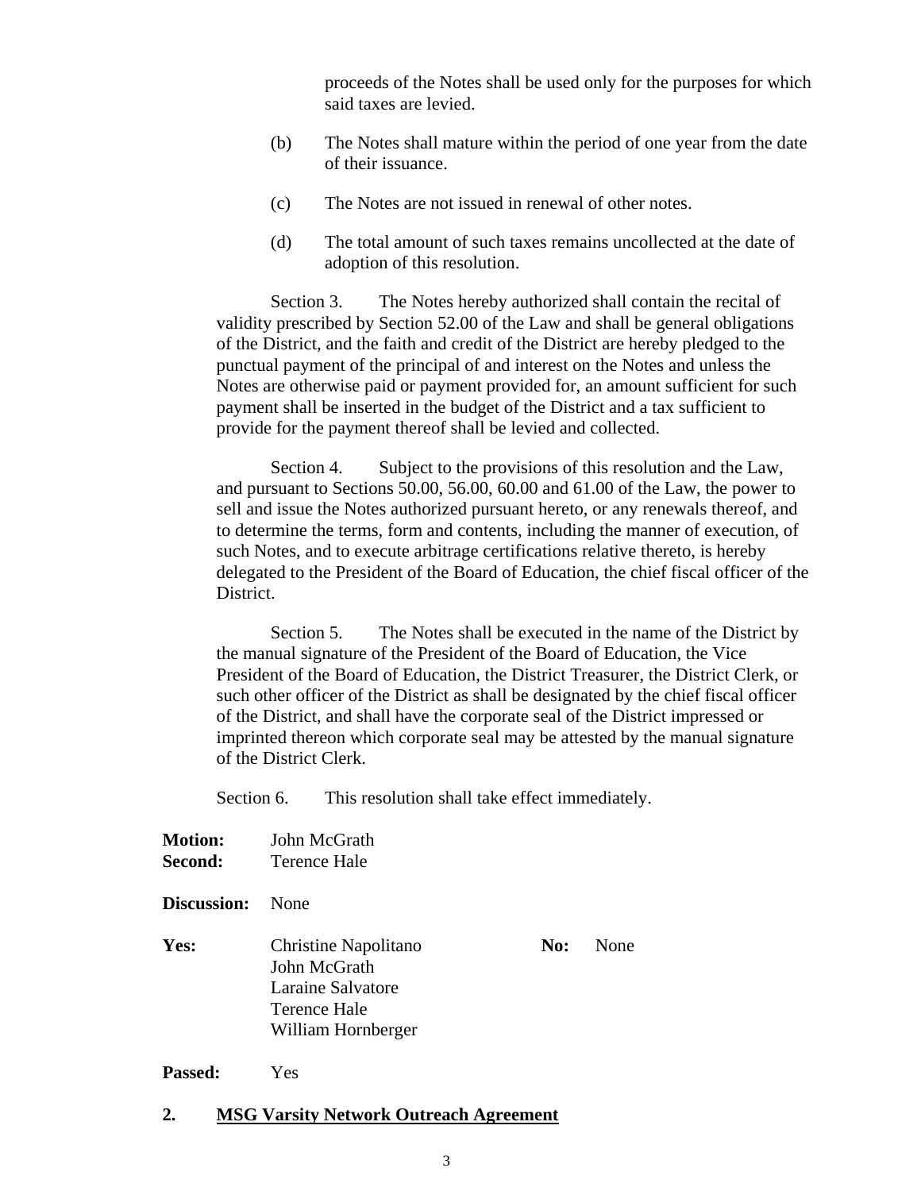proceeds of the Notes shall be used only for the purposes for which said taxes are levied.

(b) The Notes shall mature within the period of one year from the date of their issuance.

(c) The Notes are not issued in renewal of other notes.

(d) The total amount of such taxes remains uncollected at the date of adoption of this resolution.

Section 3. The Notes hereby authorized shall contain the recital of validity prescribed by Section 52.00 of the Law and shall be general obligations of the District, and the faith and credit of the District are hereby pledged to the punctual payment of the principal of and interest on the Notes and unless the Notes are otherwise paid or payment provided for, an amount sufficient for such payment shall be inserted in the budget of the District and a tax sufficient to provide for the payment thereof shall be levied and collected.

Section 4. Subject to the provisions of this resolution and the Law, and pursuant to Sections 50.00, 56.00, 60.00 and 61.00 of the Law, the power to sell and issue the Notes authorized pursuant hereto, or any renewals thereof, and to determine the terms, form and contents, including the manner of execution, of such Notes, and to execute arbitrage certifications relative thereto, is hereby delegated to the President of the Board of Education, the chief fiscal officer of the District.

Section 5. The Notes shall be executed in the name of the District by the manual signature of the President of the Board of Education, the Vice President of the Board of Education, the District Treasurer, the District Clerk, or such other officer of the District as shall be designated by the chief fiscal officer of the District, and shall have the corporate seal of the District impressed or imprinted thereon which corporate seal may be attested by the manual signature of the District Clerk.

Section 6. This resolution shall take effect immediately.

**Motion:** John McGrath
**Second:** Terence Hale

**Discussion:** None

**Yes:** Christine Napolitano, John McGrath, Laraine Salvatore, Terence Hale, William Hornberger

**No:** None

**Passed:** Yes

## 2. MSG Varsity Network Outreach Agreement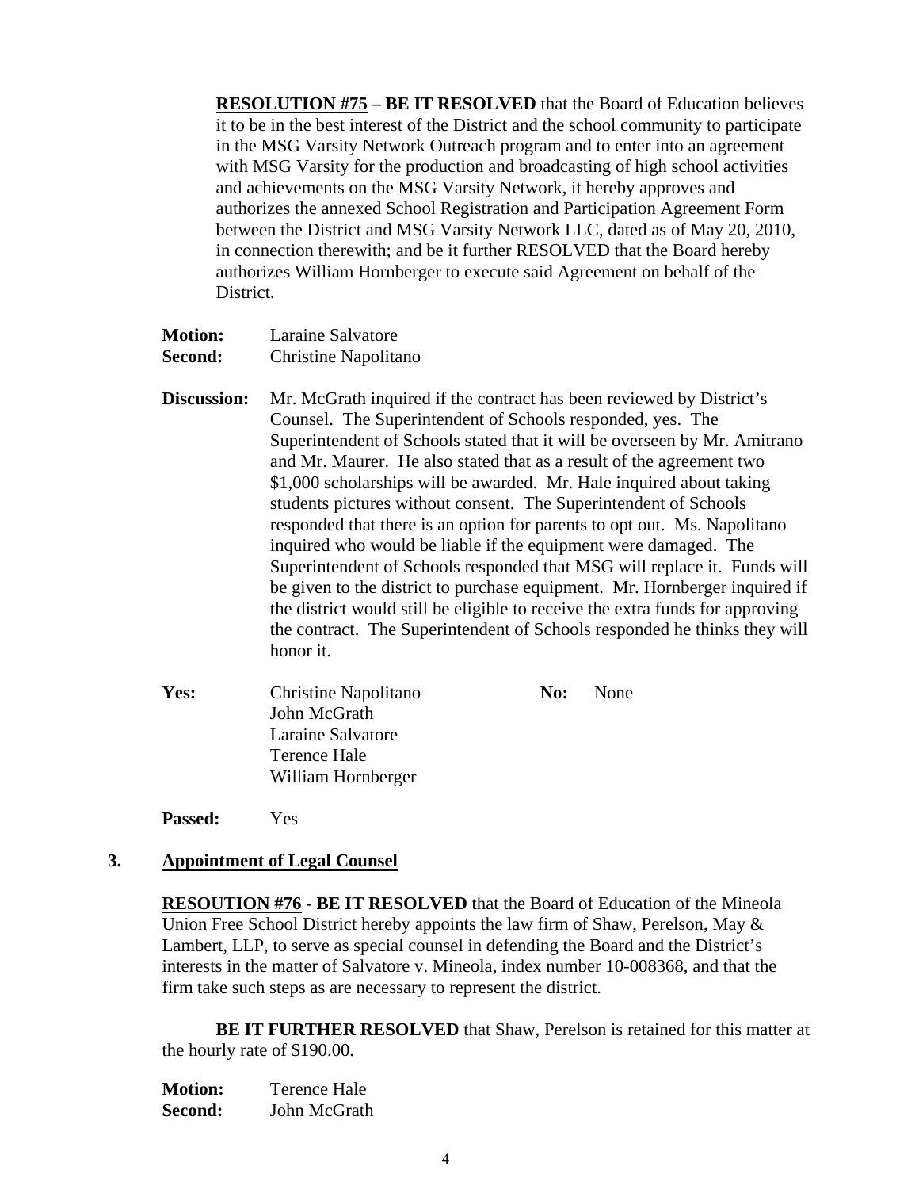**RESOLUTION #75 – BE IT RESOLVED** that the Board of Education believes it to be in the best interest of the District and the school community to participate in the MSG Varsity Network Outreach program and to enter into an agreement with MSG Varsity for the production and broadcasting of high school activities and achievements on the MSG Varsity Network, it hereby approves and authorizes the annexed School Registration and Participation Agreement Form between the District and MSG Varsity Network LLC, dated as of May 20, 2010, in connection therewith; and be it further RESOLVED that the Board hereby authorizes William Hornberger to execute said Agreement on behalf of the District.

**Motion:** Laraine Salvatore
**Second:** Christine Napolitano

**Discussion:** Mr. McGrath inquired if the contract has been reviewed by District's Counsel. The Superintendent of Schools responded, yes. The Superintendent of Schools stated that it will be overseen by Mr. Amitrano and Mr. Maurer. He also stated that as a result of the agreement two $1,000 scholarships will be awarded. Mr. Hale inquired about taking students pictures without consent. The Superintendent of Schools responded that there is an option for parents to opt out. Ms. Napolitano inquired who would be liable if the equipment were damaged. The Superintendent of Schools responded that MSG will replace it. Funds will be given to the district to purchase equipment. Mr. Hornberger inquired if the district would still be eligible to receive the extra funds for approving the contract. The Superintendent of Schools responded he thinks they will honor it.

**Yes:** Christine Napolitano, John McGrath, Laraine Salvatore, Terence Hale, William Hornberger
**No:** None

**Passed:** Yes

## 3. Appointment of Legal Counsel

**RESOUTION #76 - BE IT RESOLVED** that the Board of Education of the Mineola Union Free School District hereby appoints the law firm of Shaw, Perelson, May & Lambert, LLP, to serve as special counsel in defending the Board and the District's interests in the matter of Salvatore v. Mineola, index number 10-008368, and that the firm take such steps as are necessary to represent the district.

**BE IT FURTHER RESOLVED** that Shaw, Perelson is retained for this matter at the hourly rate of $190.00.

**Motion:** Terence Hale
**Second:** John McGrath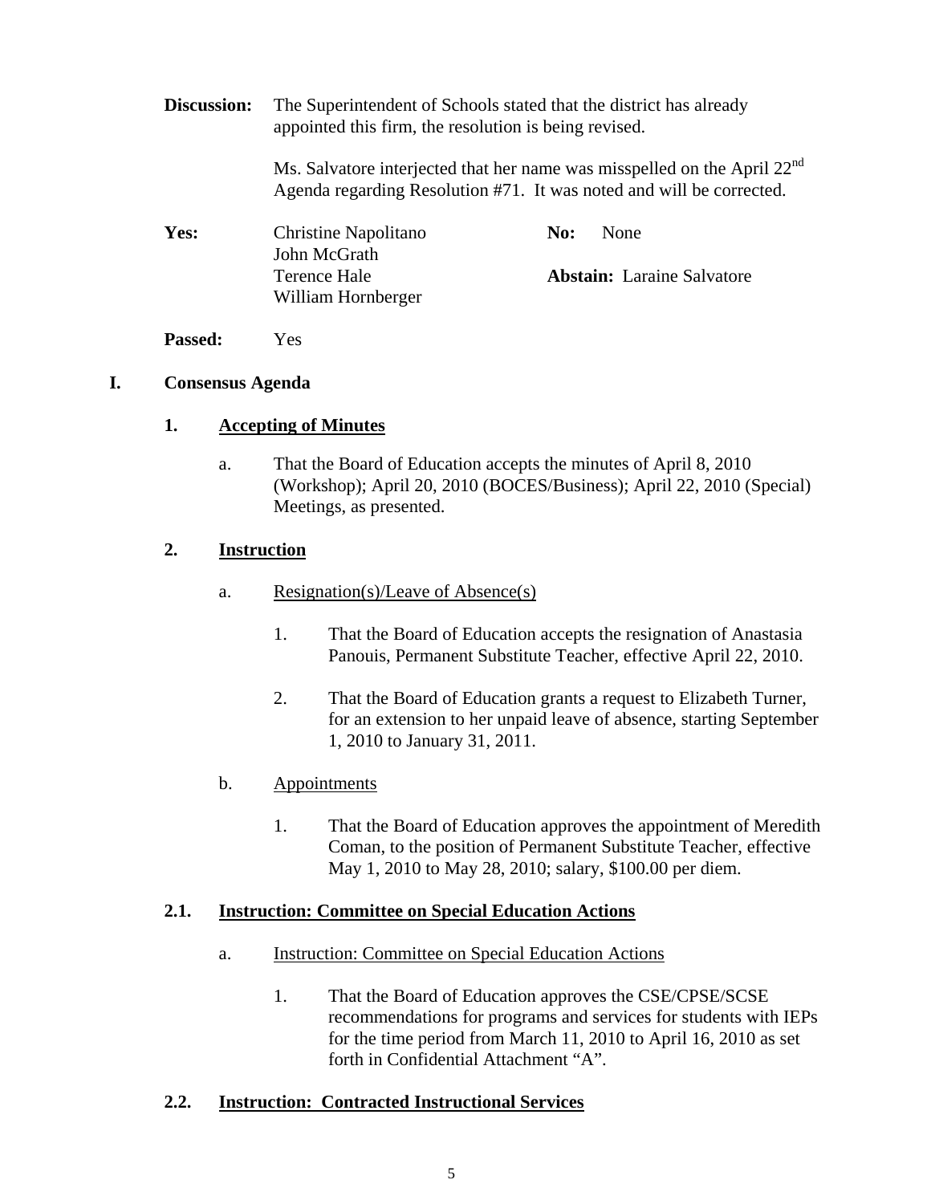**Discussion:** The Superintendent of Schools stated that the district has already appointed this firm, the resolution is being revised.

Ms. Salvatore interjected that her name was misspelled on the April 22nd Agenda regarding Resolution #71. It was noted and will be corrected.

| **Yes:** | Christine Napolitano | **No:** | None |
|---|---|---|---|
| | John McGrath | | |
| | Terence Hale | **Abstain:** | Laraine Salvatore |
| | William Hornberger | | |

**Passed:** Yes

## I. Consensus Agenda

### 1. Accepting of Minutes

a. That the Board of Education accepts the minutes of April 8, 2010 (Workshop); April 20, 2010 (BOCES/Business); April 22, 2010 (Special) Meetings, as presented.

### 2. Instruction

a. Resignation(s)/Leave of Absence(s)

1. That the Board of Education accepts the resignation of Anastasia Panouis, Permanent Substitute Teacher, effective April 22, 2010.

2. That the Board of Education grants a request to Elizabeth Turner, for an extension to her unpaid leave of absence, starting September 1, 2010 to January 31, 2011.

b. Appointments

1. That the Board of Education approves the appointment of Meredith Coman, to the position of Permanent Substitute Teacher, effective May 1, 2010 to May 28, 2010; salary, $100.00 per diem.

### 2.1. Instruction: Committee on Special Education Actions

a. Instruction: Committee on Special Education Actions

1. That the Board of Education approves the CSE/CPSE/SCSE recommendations for programs and services for students with IEPs for the time period from March 11, 2010 to April 16, 2010 as set forth in Confidential Attachment "A".

### 2.2. Instruction: Contracted Instructional Services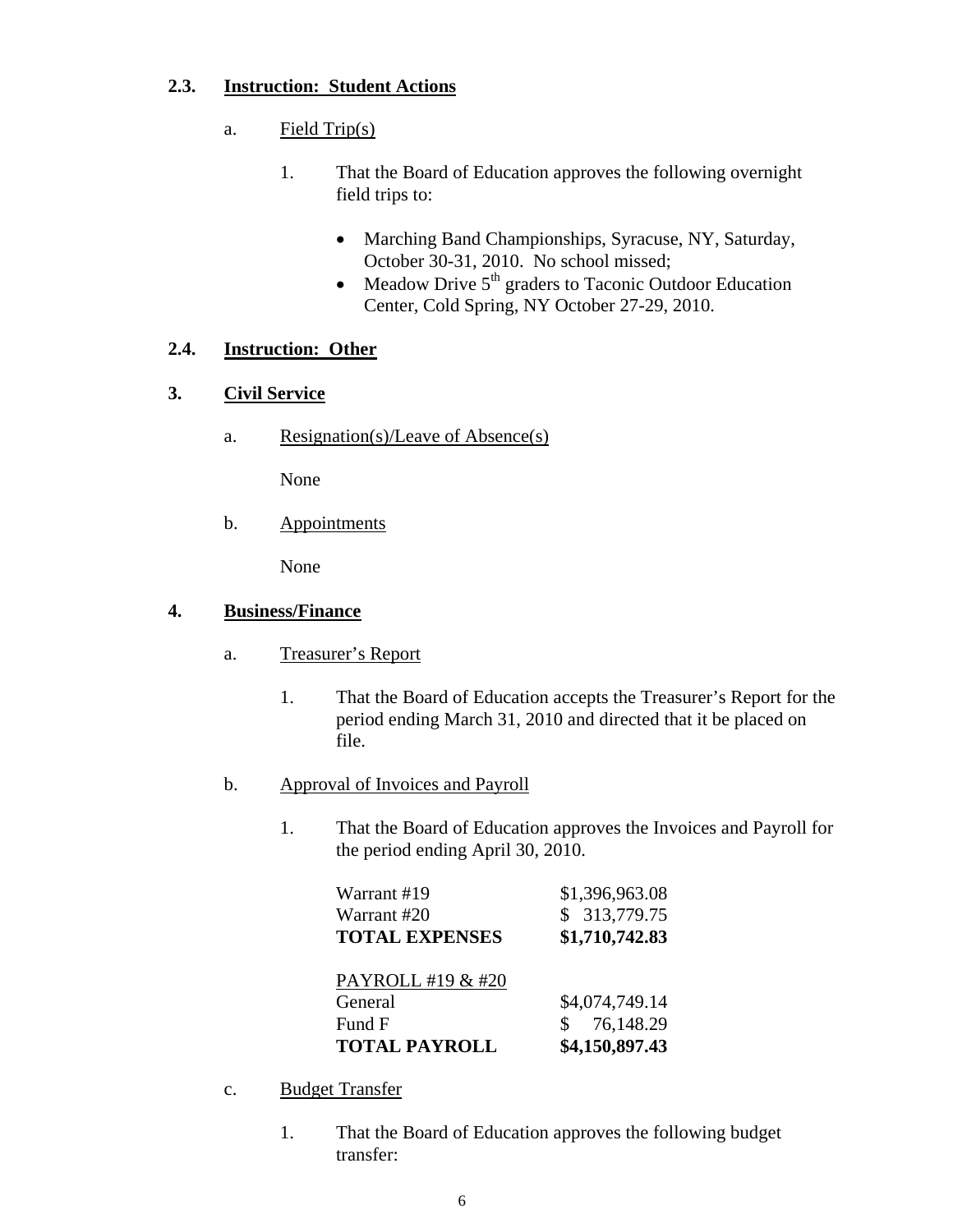### 2.3. Instruction: Student Actions

a. Field Trip(s)

1. That the Board of Education approves the following overnight field trips to:

   - Marching Band Championships, Syracuse, NY, Saturday, October 30-31, 2010. No school missed;
   - Meadow Drive 5th graders to Taconic Outdoor Education Center, Cold Spring, NY October 27-29, 2010.

### 2.4. Instruction: Other

## 3. Civil Service

a. Resignation(s)/Leave of Absence(s)

None

b. Appointments

None

## 4. Business/Finance

a. Treasurer's Report

1. That the Board of Education accepts the Treasurer's Report for the period ending March 31, 2010 and directed that it be placed on file.

b. Approval of Invoices and Payroll

1. That the Board of Education approves the Invoices and Payroll for the period ending April 30, 2010.

| | |
|---|---|
| Warrant #19 | $1,396,963.08 |
| Warrant #20 | $ 313,779.75 |
| **TOTAL EXPENSES** | **$1,710,742.83** |
| PAYROLL #19 & #20 | |
| General | $4,074,749.14 |
| Fund F | $ 76,148.29 |
| **TOTAL PAYROLL** | **$4,150,897.43** |

c. Budget Transfer

1. That the Board of Education approves the following budget transfer: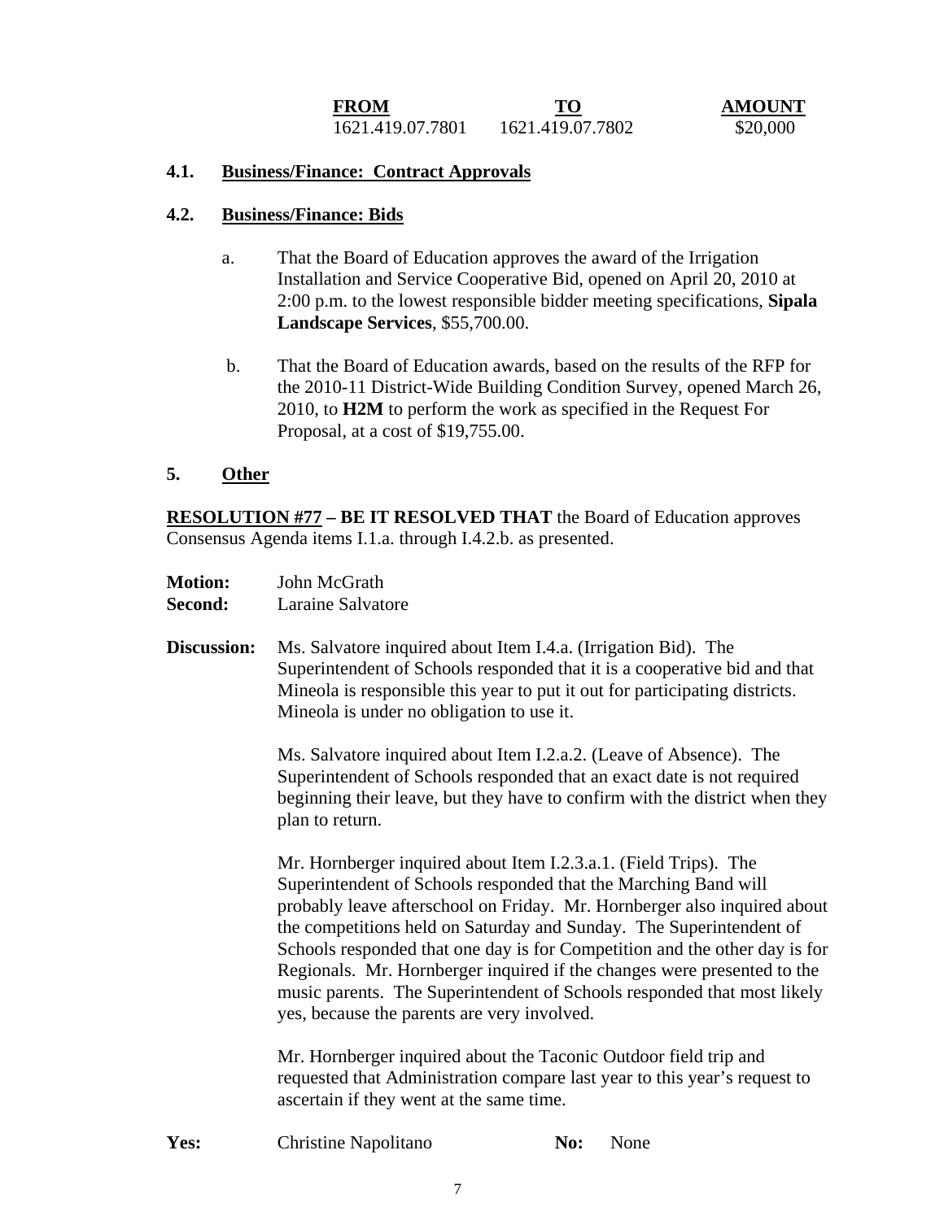| FROM | TO | AMOUNT |
|---|---|---|
| 1621.419.07.7801 | 1621.419.07.7802 | \$20,000 |

**4.1. Business/Finance: Contract Approvals**

**4.2. Business/Finance: Bids**

a. That the Board of Education approves the award of the Irrigation Installation and Service Cooperative Bid, opened on April 20, 2010 at 2:00 p.m. to the lowest responsible bidder meeting specifications, **Sipala Landscape Services**, \$55,700.00.

b. That the Board of Education awards, based on the results of the RFP for the 2010-11 District-Wide Building Condition Survey, opened March 26, 2010, to **H2M** to perform the work as specified in the Request For Proposal, at a cost of \$19,755.00.

**5. Other**

**RESOLUTION #77 – BE IT RESOLVED THAT** the Board of Education approves Consensus Agenda items I.1.a. through I.4.2.b. as presented.

**Motion:** John McGrath
**Second:** Laraine Salvatore

**Discussion:** Ms. Salvatore inquired about Item I.4.a. (Irrigation Bid). The Superintendent of Schools responded that it is a cooperative bid and that Mineola is responsible this year to put it out for participating districts. Mineola is under no obligation to use it.

Ms. Salvatore inquired about Item I.2.a.2. (Leave of Absence). The Superintendent of Schools responded that an exact date is not required beginning their leave, but they have to confirm with the district when they plan to return.

Mr. Hornberger inquired about Item I.2.3.a.1. (Field Trips). The Superintendent of Schools responded that the Marching Band will probably leave afterschool on Friday. Mr. Hornberger also inquired about the competitions held on Saturday and Sunday. The Superintendent of Schools responded that one day is for Competition and the other day is for Regionals. Mr. Hornberger inquired if the changes were presented to the music parents. The Superintendent of Schools responded that most likely yes, because the parents are very involved.

Mr. Hornberger inquired about the Taconic Outdoor field trip and requested that Administration compare last year to this year's request to ascertain if they went at the same time.

**Yes:** Christine Napolitano **No:** None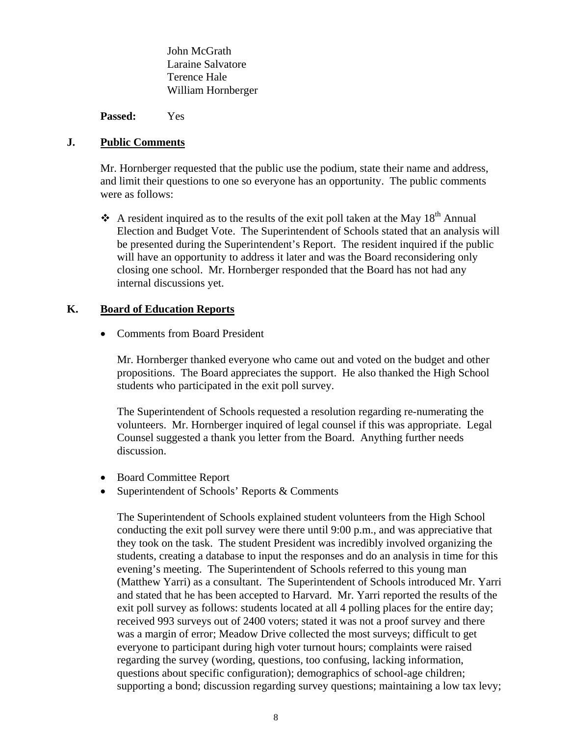John McGrath
Laraine Salvatore
Terence Hale
William Hornberger

**Passed:** Yes

**J. Public Comments**

Mr. Hornberger requested that the public use the podium, state their name and address, and limit their questions to one so everyone has an opportunity. The public comments were as follows:

- A resident inquired as to the results of the exit poll taken at the May 18th Annual Election and Budget Vote. The Superintendent of Schools stated that an analysis will be presented during the Superintendent's Report. The resident inquired if the public will have an opportunity to address it later and was the Board reconsidering only closing one school. Mr. Hornberger responded that the Board has not had any internal discussions yet.

**K. Board of Education Reports**

- Comments from Board President

  Mr. Hornberger thanked everyone who came out and voted on the budget and other propositions. The Board appreciates the support. He also thanked the High School students who participated in the exit poll survey.

  The Superintendent of Schools requested a resolution regarding re-numerating the volunteers. Mr. Hornberger inquired of legal counsel if this was appropriate. Legal Counsel suggested a thank you letter from the Board. Anything further needs discussion.

- Board Committee Report
- Superintendent of Schools' Reports & Comments

  The Superintendent of Schools explained student volunteers from the High School conducting the exit poll survey were there until 9:00 p.m., and was appreciative that they took on the task. The student President was incredibly involved organizing the students, creating a database to input the responses and do an analysis in time for this evening's meeting. The Superintendent of Schools referred to this young man (Matthew Yarri) as a consultant. The Superintendent of Schools introduced Mr. Yarri and stated that he has been accepted to Harvard. Mr. Yarri reported the results of the exit poll survey as follows: students located at all 4 polling places for the entire day; received 993 surveys out of 2400 voters; stated it was not a proof survey and there was a margin of error; Meadow Drive collected the most surveys; difficult to get everyone to participant during high voter turnout hours; complaints were raised regarding the survey (wording, questions, too confusing, lacking information, questions about specific configuration); demographics of school-age children; supporting a bond; discussion regarding survey questions; maintaining a low tax levy;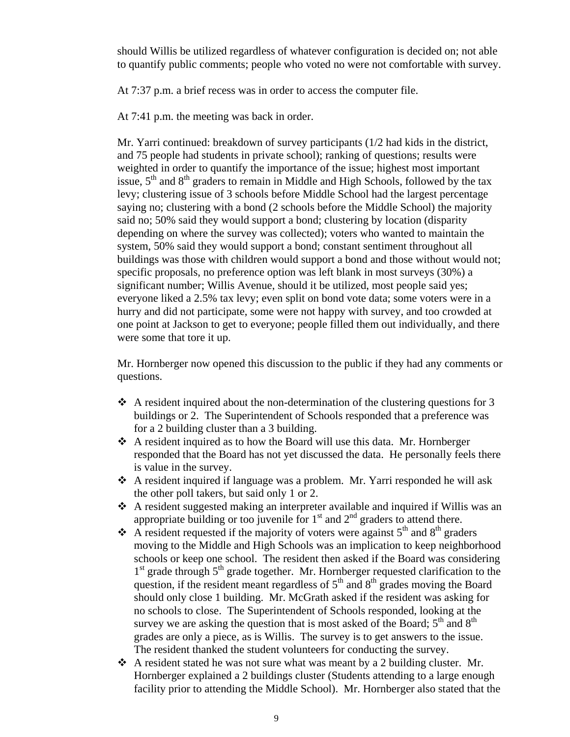should Willis be utilized regardless of whatever configuration is decided on; not able to quantify public comments; people who voted no were not comfortable with survey.

At 7:37 p.m. a brief recess was in order to access the computer file.

At 7:41 p.m. the meeting was back in order.

Mr. Yarri continued: breakdown of survey participants (1/2 had kids in the district, and 75 people had students in private school); ranking of questions; results were weighted in order to quantify the importance of the issue; highest most important issue, 5th and 8th graders to remain in Middle and High Schools, followed by the tax levy; clustering issue of 3 schools before Middle School had the largest percentage saying no; clustering with a bond (2 schools before the Middle School) the majority said no; 50% said they would support a bond; clustering by location (disparity depending on where the survey was collected); voters who wanted to maintain the system, 50% said they would support a bond; constant sentiment throughout all buildings was those with children would support a bond and those without would not; specific proposals, no preference option was left blank in most surveys (30%) a significant number; Willis Avenue, should it be utilized, most people said yes; everyone liked a 2.5% tax levy; even split on bond vote data; some voters were in a hurry and did not participate, some were not happy with survey, and too crowded at one point at Jackson to get to everyone; people filled them out individually, and there were some that tore it up.

Mr. Hornberger now opened this discussion to the public if they had any comments or questions.

- A resident inquired about the non-determination of the clustering questions for 3 buildings or 2. The Superintendent of Schools responded that a preference was for a 2 building cluster than a 3 building.
- A resident inquired as to how the Board will use this data. Mr. Hornberger responded that the Board has not yet discussed the data. He personally feels there is value in the survey.
- A resident inquired if language was a problem. Mr. Yarri responded he will ask the other poll takers, but said only 1 or 2.
- A resident suggested making an interpreter available and inquired if Willis was an appropriate building or too juvenile for 1st and 2nd graders to attend there.
- A resident requested if the majority of voters were against 5th and 8th graders moving to the Middle and High Schools was an implication to keep neighborhood schools or keep one school. The resident then asked if the Board was considering 1st grade through 5th grade together. Mr. Hornberger requested clarification to the question, if the resident meant regardless of 5th and 8th grades moving the Board should only close 1 building. Mr. McGrath asked if the resident was asking for no schools to close. The Superintendent of Schools responded, looking at the survey we are asking the question that is most asked of the Board; 5th and 8th grades are only a piece, as is Willis. The survey is to get answers to the issue. The resident thanked the student volunteers for conducting the survey.
- A resident stated he was not sure what was meant by a 2 building cluster. Mr. Hornberger explained a 2 buildings cluster (Students attending to a large enough facility prior to attending the Middle School). Mr. Hornberger also stated that the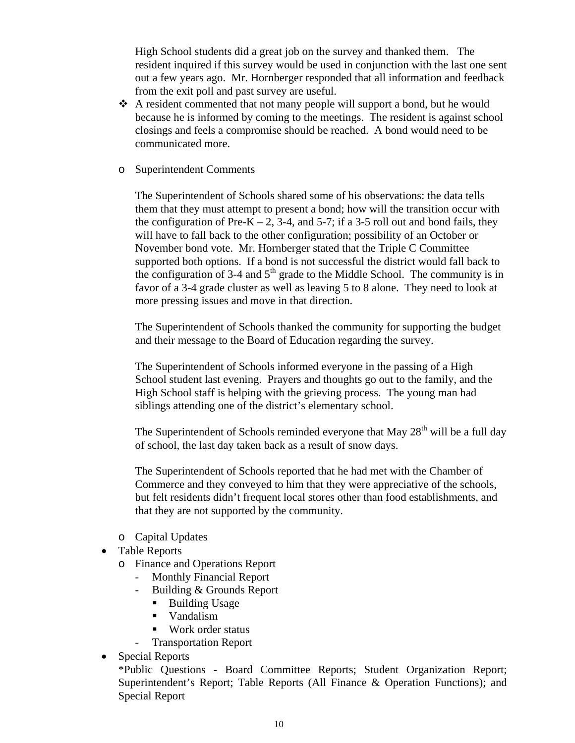High School students did a great job on the survey and thanked them. The resident inquired if this survey would be used in conjunction with the last one sent out a few years ago. Mr. Hornberger responded that all information and feedback from the exit poll and past survey are useful.

- A resident commented that not many people will support a bond, but he would because he is informed by coming to the meetings. The resident is against school closings and feels a compromise should be reached. A bond would need to be communicated more.

- Superintendent Comments

  The Superintendent of Schools shared some of his observations: the data tells them that they must attempt to present a bond; how will the transition occur with the configuration of Pre-K – 2, 3-4, and 5-7; if a 3-5 roll out and bond fails, they will have to fall back to the other configuration; possibility of an October or November bond vote. Mr. Hornberger stated that the Triple C Committee supported both options. If a bond is not successful the district would fall back to the configuration of 3-4 and 5th grade to the Middle School. The community is in favor of a 3-4 grade cluster as well as leaving 5 to 8 alone. They need to look at more pressing issues and move in that direction.

  The Superintendent of Schools thanked the community for supporting the budget and their message to the Board of Education regarding the survey.

  The Superintendent of Schools informed everyone in the passing of a High School student last evening. Prayers and thoughts go out to the family, and the High School staff is helping with the grieving process. The young man had siblings attending one of the district's elementary school.

  The Superintendent of Schools reminded everyone that May 28th will be a full day of school, the last day taken back as a result of snow days.

  The Superintendent of Schools reported that he had met with the Chamber of Commerce and they conveyed to him that they were appreciative of the schools, but felt residents didn't frequent local stores other than food establishments, and that they are not supported by the community.

- Capital Updates

- Table Reports
  - Finance and Operations Report
    - Monthly Financial Report
    - Building & Grounds Report
      - Building Usage
      - Vandalism
      - Work order status
    - Transportation Report
- Special Reports

  *Public Questions - Board Committee Reports; Student Organization Report; Superintendent's Report; Table Reports (All Finance & Operation Functions); and Special Report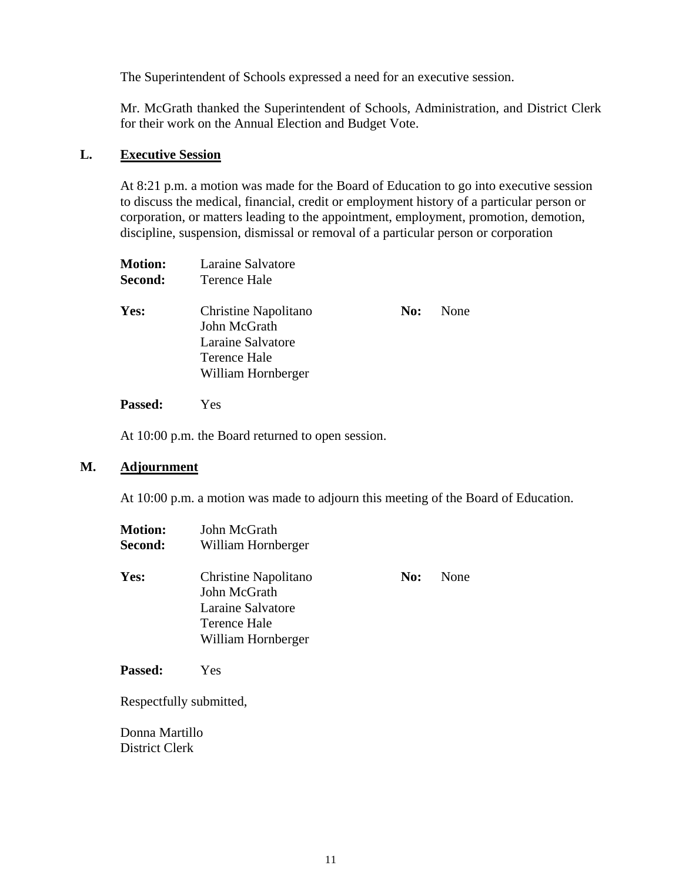The Superintendent of Schools expressed a need for an executive session.

Mr. McGrath thanked the Superintendent of Schools, Administration, and District Clerk for their work on the Annual Election and Budget Vote.

## L. Executive Session

At 8:21 p.m. a motion was made for the Board of Education to go into executive session to discuss the medical, financial, credit or employment history of a particular person or corporation, or matters leading to the appointment, employment, promotion, demotion, discipline, suspension, dismissal or removal of a particular person or corporation

**Motion:** Laraine Salvatore
**Second:** Terence Hale

**Yes:** Christine Napolitano
John McGrath
Laraine Salvatore
Terence Hale
William Hornberger

**No:** None

**Passed:** Yes

At 10:00 p.m. the Board returned to open session.

## M. Adjournment

At 10:00 p.m. a motion was made to adjourn this meeting of the Board of Education.

**Motion:** John McGrath
**Second:** William Hornberger

**Yes:** Christine Napolitano
John McGrath
Laraine Salvatore
Terence Hale
William Hornberger

**No:** None

**Passed:** Yes

Respectfully submitted,

Donna Martillo
District Clerk